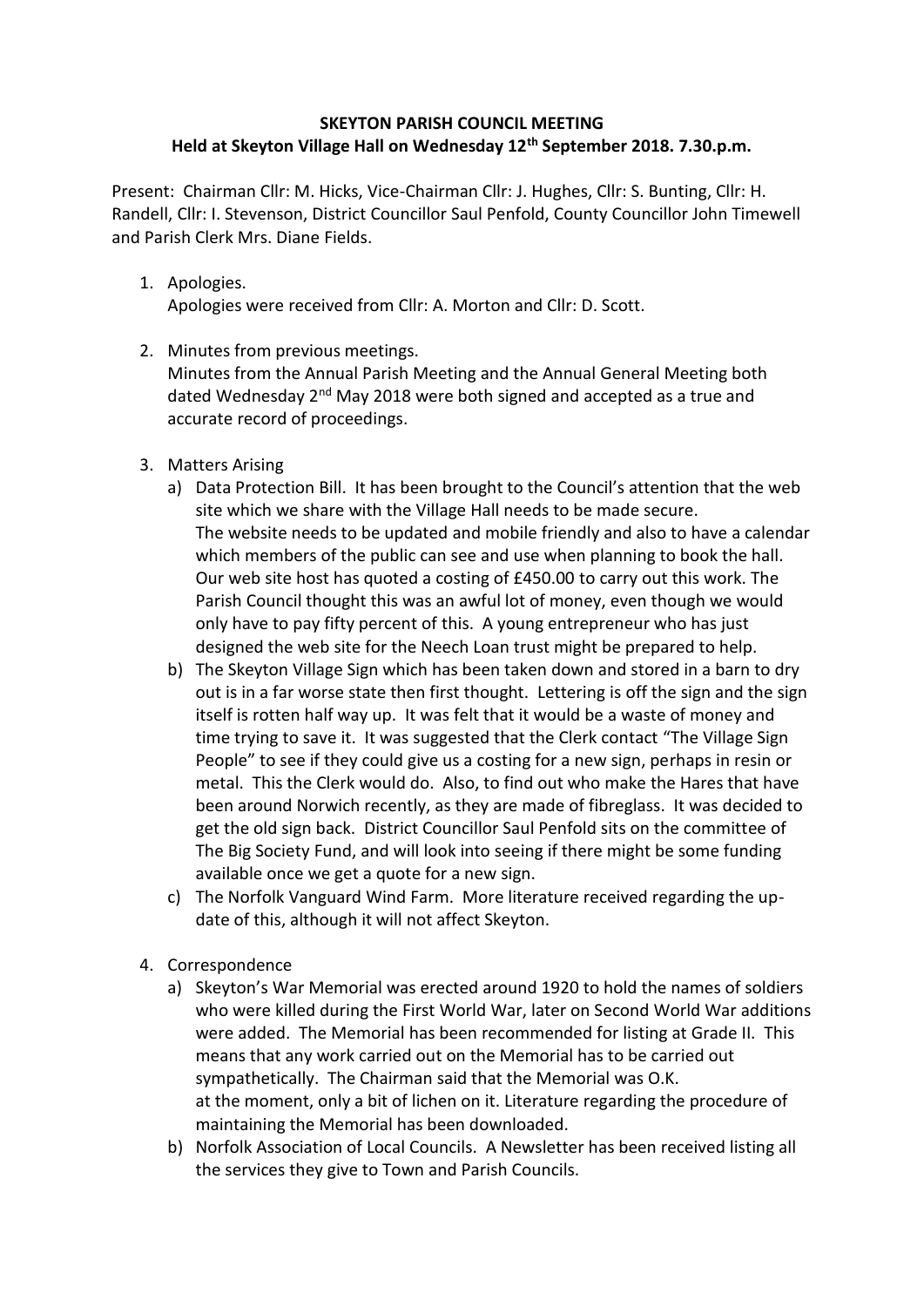**SKEYTON PARISH COUNCIL MEETING**
**Held at Skeyton Village Hall on Wednesday 12th September 2018. 7.30.p.m.**

Present: Chairman Cllr: M. Hicks, Vice-Chairman Cllr: J. Hughes, Cllr: S. Bunting, Cllr: H. Randell, Cllr: I. Stevenson, District Councillor Saul Penfold, County Councillor John Timewell and Parish Clerk Mrs. Diane Fields.

1. Apologies.
   Apologies were received from Cllr: A. Morton and Cllr: D. Scott.

2. Minutes from previous meetings.
   Minutes from the Annual Parish Meeting and the Annual General Meeting both dated Wednesday 2nd May 2018 were both signed and accepted as a true and accurate record of proceedings.

3. Matters Arising
   a) Data Protection Bill. It has been brought to the Council's attention that the web site which we share with the Village Hall needs to be made secure.
      The website needs to be updated and mobile friendly and also to have a calendar which members of the public can see and use when planning to book the hall. Our web site host has quoted a costing of £450.00 to carry out this work. The Parish Council thought this was an awful lot of money, even though we would only have to pay fifty percent of this. A young entrepreneur who has just designed the web site for the Neech Loan trust might be prepared to help.
   b) The Skeyton Village Sign which has been taken down and stored in a barn to dry out is in a far worse state then first thought. Lettering is off the sign and the sign itself is rotten half way up. It was felt that it would be a waste of money and time trying to save it. It was suggested that the Clerk contact "The Village Sign People" to see if they could give us a costing for a new sign, perhaps in resin or metal. This the Clerk would do. Also, to find out who make the Hares that have been around Norwich recently, as they are made of fibreglass. It was decided to get the old sign back. District Councillor Saul Penfold sits on the committee of The Big Society Fund, and will look into seeing if there might be some funding available once we get a quote for a new sign.
   c) The Norfolk Vanguard Wind Farm. More literature received regarding the up-date of this, although it will not affect Skeyton.

4. Correspondence
   a) Skeyton's War Memorial was erected around 1920 to hold the names of soldiers who were killed during the First World War, later on Second World War additions were added. The Memorial has been recommended for listing at Grade II. This means that any work carried out on the Memorial has to be carried out sympathetically. The Chairman said that the Memorial was O.K. at the moment, only a bit of lichen on it. Literature regarding the procedure of maintaining the Memorial has been downloaded.
   b) Norfolk Association of Local Councils. A Newsletter has been received listing all the services they give to Town and Parish Councils.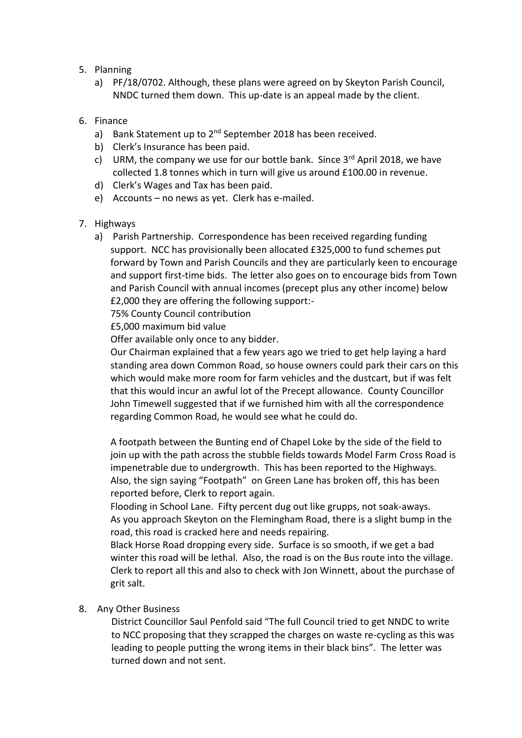5. Planning
   a) PF/18/0702. Although, these plans were agreed on by Skeyton Parish Council, NNDC turned them down. This up-date is an appeal made by the client.

6. Finance
   a) Bank Statement up to 2nd September 2018 has been received.
   b) Clerk's Insurance has been paid.
   c) URM, the company we use for our bottle bank. Since 3rd April 2018, we have collected 1.8 tonnes which in turn will give us around £100.00 in revenue.
   d) Clerk's Wages and Tax has been paid.
   e) Accounts – no news as yet. Clerk has e-mailed.

7. Highways
   a) Parish Partnership. Correspondence has been received regarding funding support. NCC has provisionally been allocated £325,000 to fund schemes put forward by Town and Parish Councils and they are particularly keen to encourage and support first-time bids. The letter also goes on to encourage bids from Town and Parish Council with annual incomes (precept plus any other income) below £2,000 they are offering the following support:-

      75% County Council contribution

      £5,000 maximum bid value

      Offer available only once to any bidder.

      Our Chairman explained that a few years ago we tried to get help laying a hard standing area down Common Road, so house owners could park their cars on this which would make more room for farm vehicles and the dustcart, but if was felt that this would incur an awful lot of the Precept allowance. County Councillor John Timewell suggested that if we furnished him with all the correspondence regarding Common Road, he would see what he could do.

      A footpath between the Bunting end of Chapel Loke by the side of the field to join up with the path across the stubble fields towards Model Farm Cross Road is impenetrable due to undergrowth. This has been reported to the Highways. Also, the sign saying "Footpath" on Green Lane has broken off, this has been reported before, Clerk to report again.

      Flooding in School Lane. Fifty percent dug out like grupps, not soak-aways.

      As you approach Skeyton on the Flemingham Road, there is a slight bump in the road, this road is cracked here and needs repairing.

      Black Horse Road dropping every side. Surface is so smooth, if we get a bad winter this road will be lethal. Also, the road is on the Bus route into the village. Clerk to report all this and also to check with Jon Winnett, about the purchase of grit salt.

8. Any Other Business

   District Councillor Saul Penfold said "The full Council tried to get NNDC to write to NCC proposing that they scrapped the charges on waste re-cycling as this was leading to people putting the wrong items in their black bins". The letter was turned down and not sent.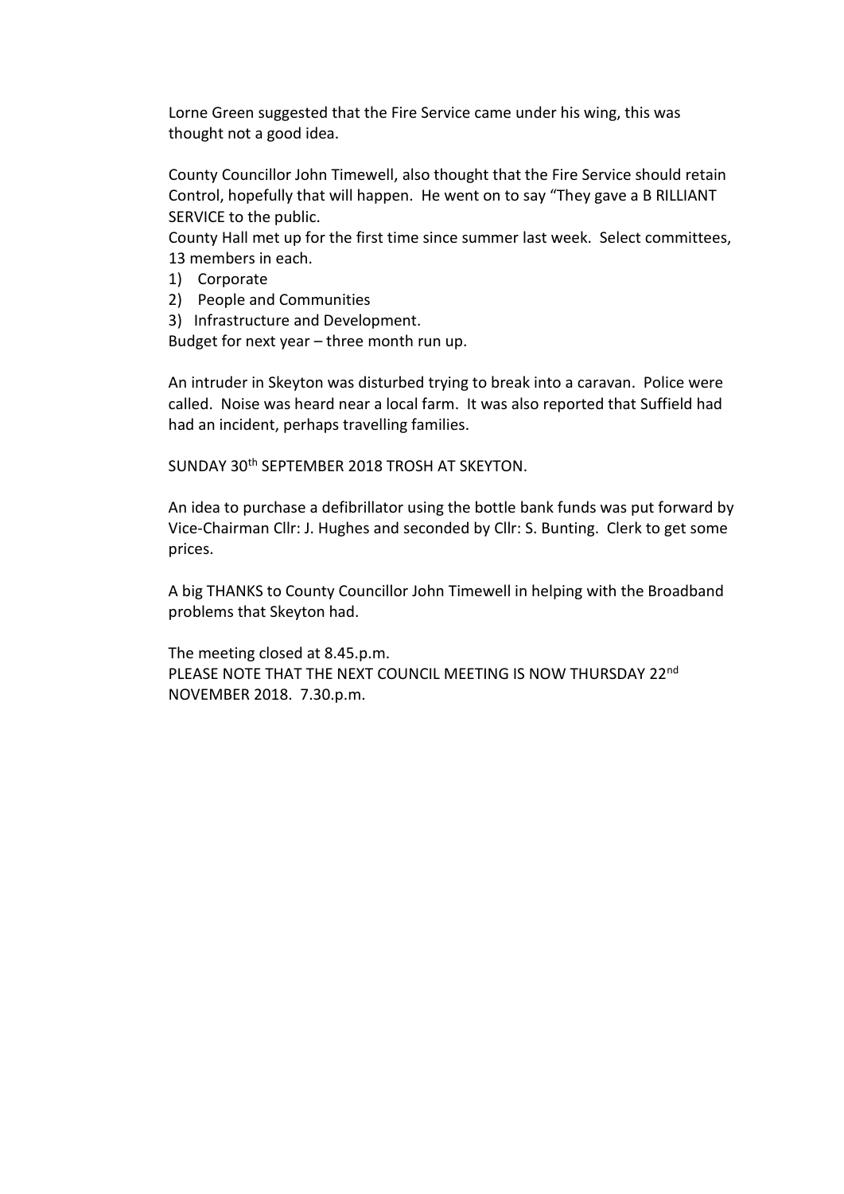Lorne Green suggested that the Fire Service came under his wing, this was thought not a good idea.

County Councillor John Timewell, also thought that the Fire Service should retain Control, hopefully that will happen. He went on to say "They gave a B RILLIANT SERVICE to the public.
County Hall met up for the first time since summer last week. Select committees, 13 members in each.

1) Corporate
2) People and Communities
3) Infrastructure and Development.

Budget for next year – three month run up.

An intruder in Skeyton was disturbed trying to break into a caravan. Police were called. Noise was heard near a local farm. It was also reported that Suffield had had an incident, perhaps travelling families.

SUNDAY 30th SEPTEMBER 2018 TROSH AT SKEYTON.

An idea to purchase a defibrillator using the bottle bank funds was put forward by Vice-Chairman Cllr: J. Hughes and seconded by Cllr: S. Bunting. Clerk to get some prices.

A big THANKS to County Councillor John Timewell in helping with the Broadband problems that Skeyton had.

The meeting closed at 8.45.p.m.
PLEASE NOTE THAT THE NEXT COUNCIL MEETING IS NOW THURSDAY 22nd NOVEMBER 2018. 7.30.p.m.